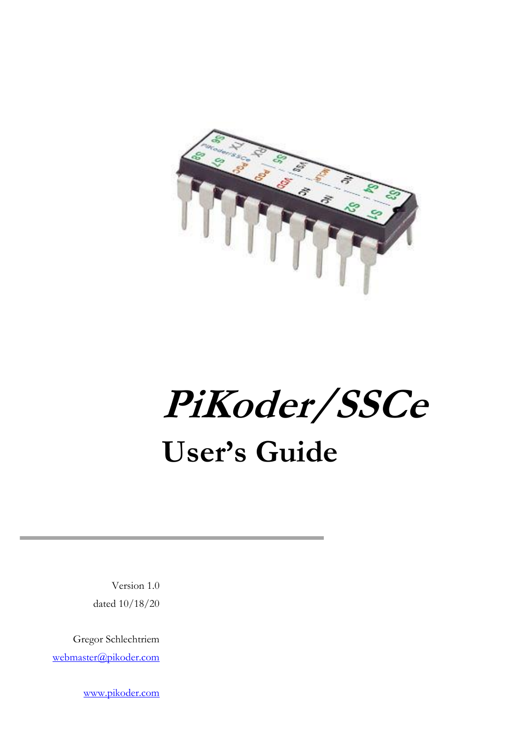# PiKoder/SSCe

## User's Guide

Version 1.0

dated 10/18/20

Gregor Schlechtriem

webmaster@pikoder.com

www.pikoder.com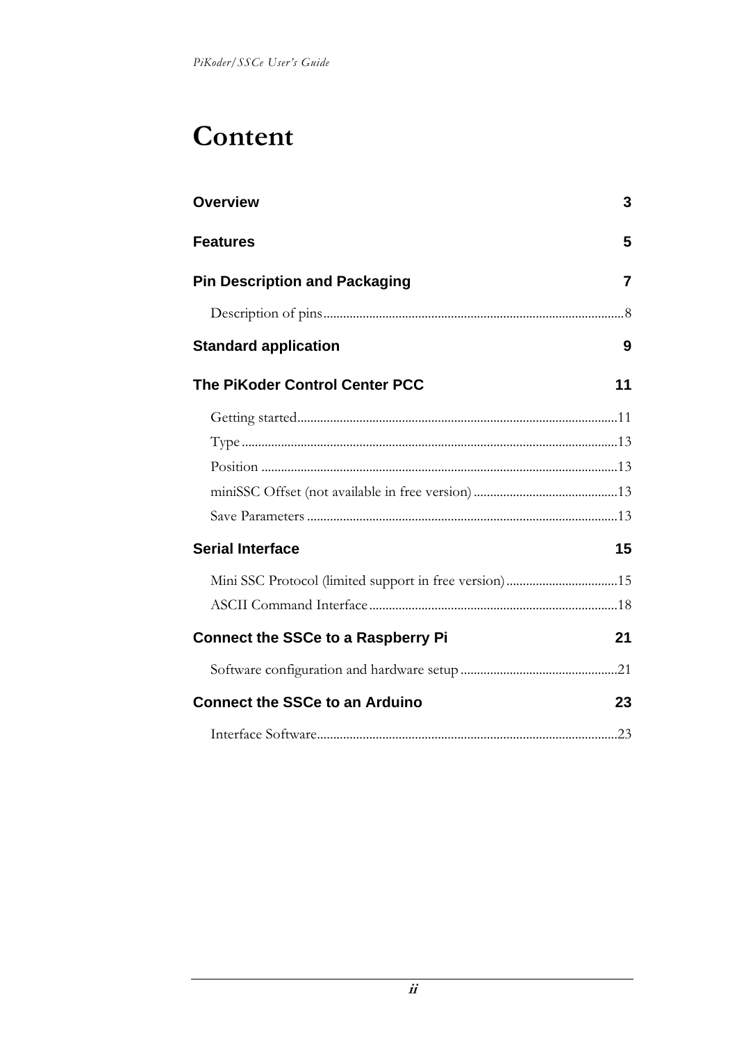# Content

**Overview** 3

**Features** 5

**Pin Description and Packaging** 7

- Description of pins ... 8

**Standard application** 9

**The PiKoder Control Center PCC** 11

- Getting started ... 11
- Type ... 13
- Position ... 13
- miniSSC Offset (not available in free version) ... 13
- Save Parameters ... 13

**Serial Interface** 15

- Mini SSC Protocol (limited support in free version) ... 15
- ASCII Command Interface ... 18

**Connect the SSCe to a Raspberry Pi** 21

- Software configuration and hardware setup ... 21

**Connect the SSCe to an Arduino** 23

- Interface Software ... 23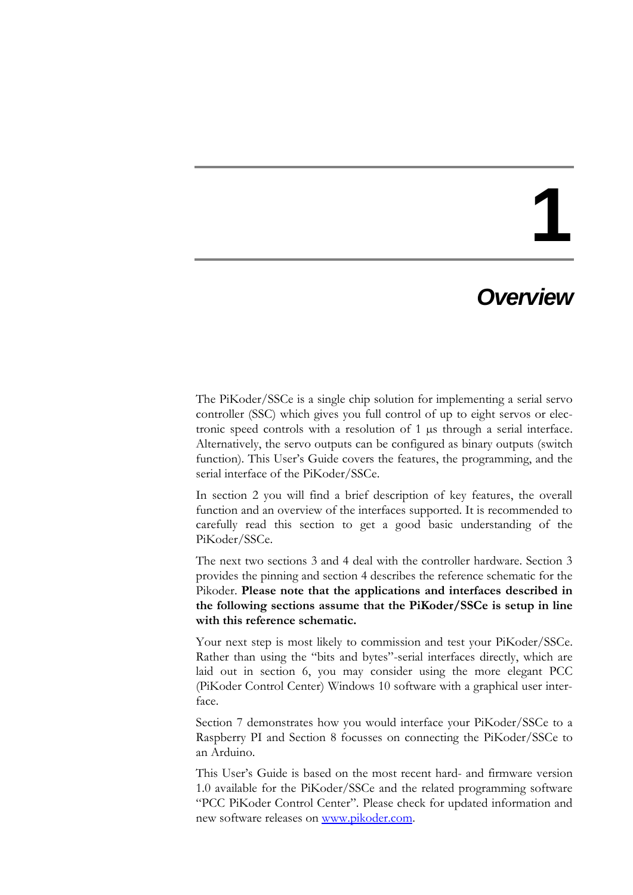# 1

# *Overview*

The PiKoder/SSCe is a single chip solution for implementing a serial servo controller (SSC) which gives you full control of up to eight servos or electronic speed controls with a resolution of 1 µs through a serial interface. Alternatively, the servo outputs can be configured as binary outputs (switch function). This User's Guide covers the features, the programming, and the serial interface of the PiKoder/SSCe.

In section 2 you will find a brief description of key features, the overall function and an overview of the interfaces supported. It is recommended to carefully read this section to get a good basic understanding of the PiKoder/SSCe.

The next two sections 3 and 4 deal with the controller hardware. Section 3 provides the pinning and section 4 describes the reference schematic for the Pikoder. **Please note that the applications and interfaces described in the following sections assume that the PiKoder/SSCe is setup in line with this reference schematic.**

Your next step is most likely to commission and test your PiKoder/SSCe. Rather than using the "bits and bytes"-serial interfaces directly, which are laid out in section 6, you may consider using the more elegant PCC (PiKoder Control Center) Windows 10 software with a graphical user interface.

Section 7 demonstrates how you would interface your PiKoder/SSCe to a Raspberry PI and Section 8 focusses on connecting the PiKoder/SSCe to an Arduino.

This User's Guide is based on the most recent hard- and firmware version 1.0 available for the PiKoder/SSCe and the related programming software "PCC PiKoder Control Center". Please check for updated information and new software releases on [www.pikoder.com](http://www.pikoder.com).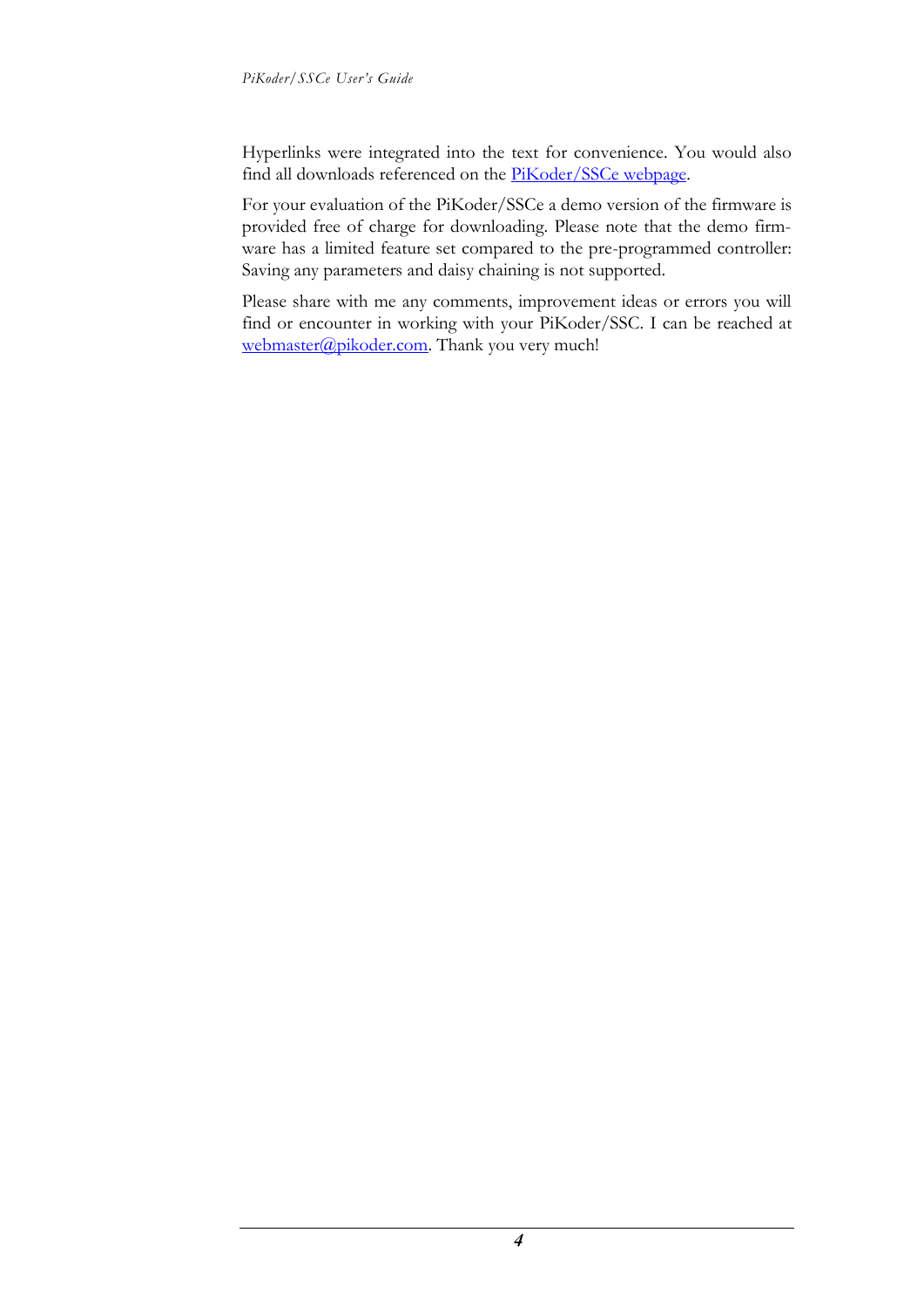Hyperlinks were integrated into the text for convenience. You would also find all downloads referenced on the PiKoder/SSCe webpage.

For your evaluation of the PiKoder/SSCe a demo version of the firmware is provided free of charge for downloading. Please note that the demo firmware has a limited feature set compared to the pre-programmed controller: Saving any parameters and daisy chaining is not supported.

Please share with me any comments, improvement ideas or errors you will find or encounter in working with your PiKoder/SSC. I can be reached at webmaster@pikoder.com. Thank you very much!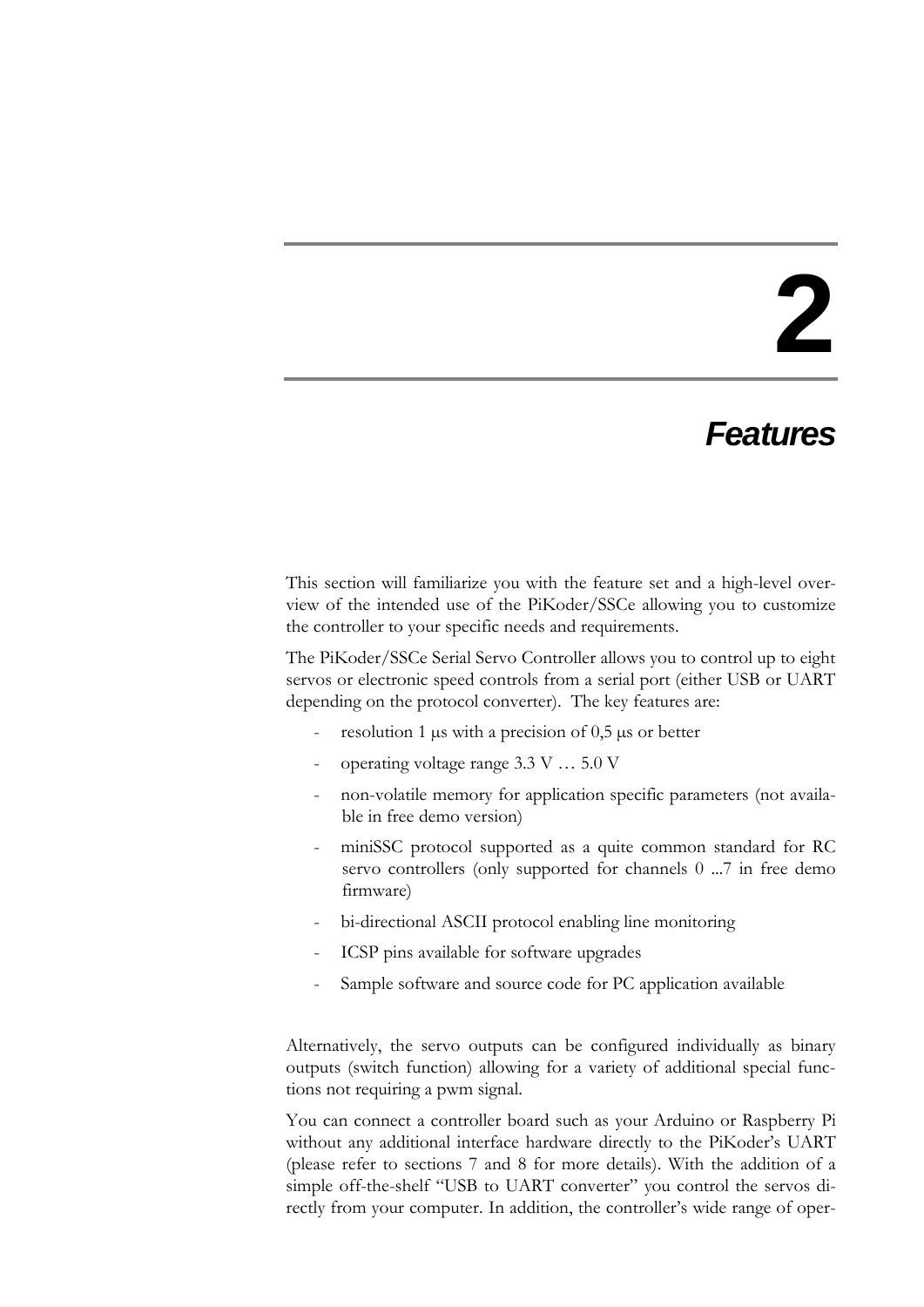# 2

## *Features*

This section will familiarize you with the feature set and a high-level overview of the intended use of the PiKoder/SSCe allowing you to customize the controller to your specific needs and requirements.

The PiKoder/SSCe Serial Servo Controller allows you to control up to eight servos or electronic speed controls from a serial port (either USB or UART depending on the protocol converter). The key features are:

- resolution 1 µs with a precision of 0,5 µs or better
- operating voltage range 3.3 V … 5.0 V
- non-volatile memory for application specific parameters (not available in free demo version)
- miniSSC protocol supported as a quite common standard for RC servo controllers (only supported for channels 0 ...7 in free demo firmware)
- bi-directional ASCII protocol enabling line monitoring
- ICSP pins available for software upgrades
- Sample software and source code for PC application available

Alternatively, the servo outputs can be configured individually as binary outputs (switch function) allowing for a variety of additional special functions not requiring a pwm signal.

You can connect a controller board such as your Arduino or Raspberry Pi without any additional interface hardware directly to the PiKoder's UART (please refer to sections 7 and 8 for more details). With the addition of a simple off-the-shelf "USB to UART converter" you control the servos directly from your computer. In addition, the controller's wide range of oper-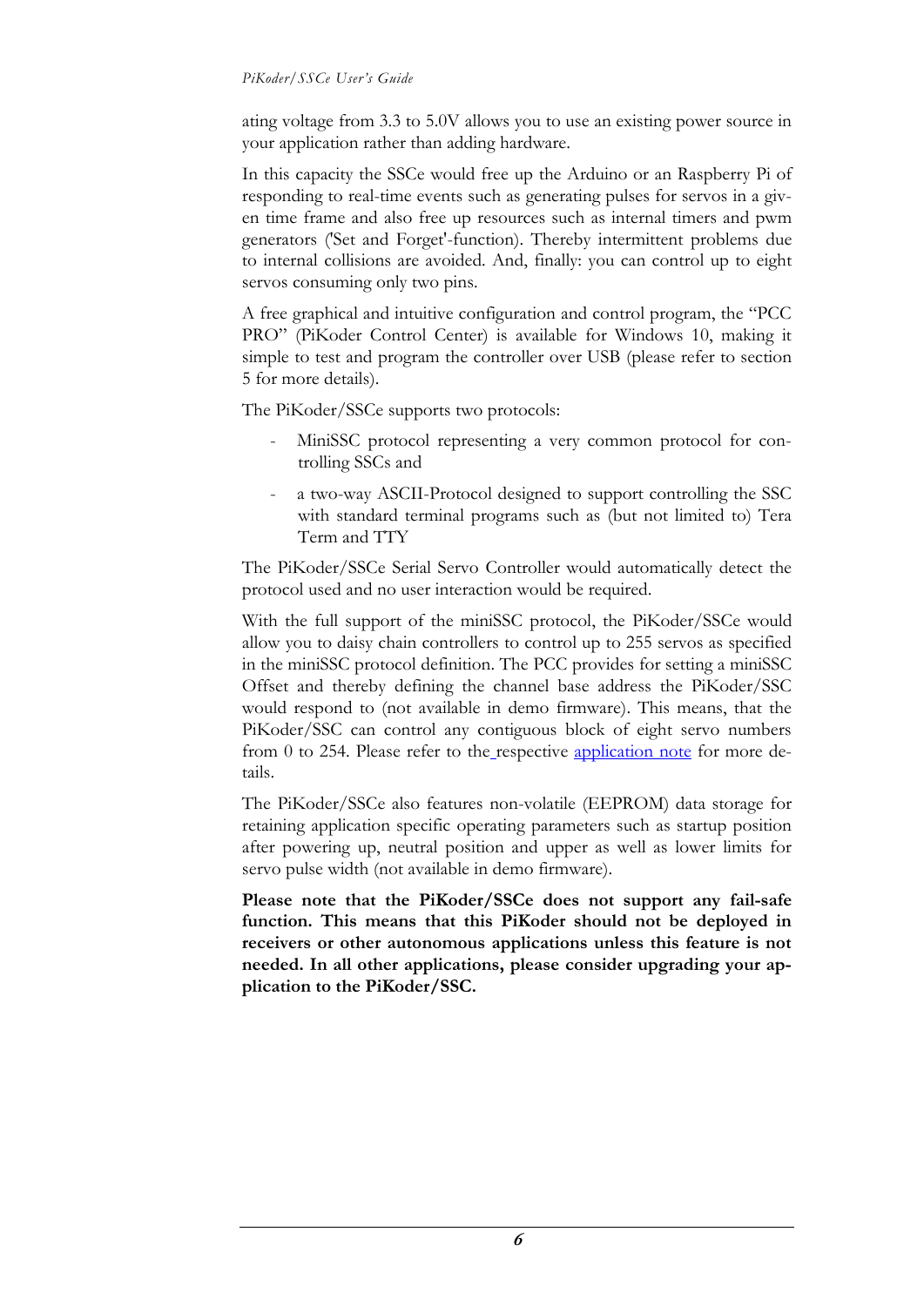ating voltage from 3.3 to 5.0V allows you to use an existing power source in your application rather than adding hardware.

In this capacity the SSCe would free up the Arduino or an Raspberry Pi of responding to real-time events such as generating pulses for servos in a given time frame and also free up resources such as internal timers and pwm generators ('Set and Forget'-function). Thereby intermittent problems due to internal collisions are avoided. And, finally: you can control up to eight servos consuming only two pins.

A free graphical and intuitive configuration and control program, the "PCC PRO" (PiKoder Control Center) is available for Windows 10, making it simple to test and program the controller over USB (please refer to section 5 for more details).

The PiKoder/SSCe supports two protocols:

- MiniSSC protocol representing a very common protocol for controlling SSCs and
- a two-way ASCII-Protocol designed to support controlling the SSC with standard terminal programs such as (but not limited to) Tera Term and TTY

The PiKoder/SSCe Serial Servo Controller would automatically detect the protocol used and no user interaction would be required.

With the full support of the miniSSC protocol, the PiKoder/SSCe would allow you to daisy chain controllers to control up to 255 servos as specified in the miniSSC protocol definition. The PCC provides for setting a miniSSC Offset and thereby defining the channel base address the PiKoder/SSC would respond to (not available in demo firmware). This means, that the PiKoder/SSC can control any contiguous block of eight servo numbers from 0 to 254. Please refer to the respective application note for more details.

The PiKoder/SSCe also features non-volatile (EEPROM) data storage for retaining application specific operating parameters such as startup position after powering up, neutral position and upper as well as lower limits for servo pulse width (not available in demo firmware).

**Please note that the PiKoder/SSCe does not support any fail-safe function. This means that this PiKoder should not be deployed in receivers or other autonomous applications unless this feature is not needed. In all other applications, please consider upgrading your application to the PiKoder/SSC.**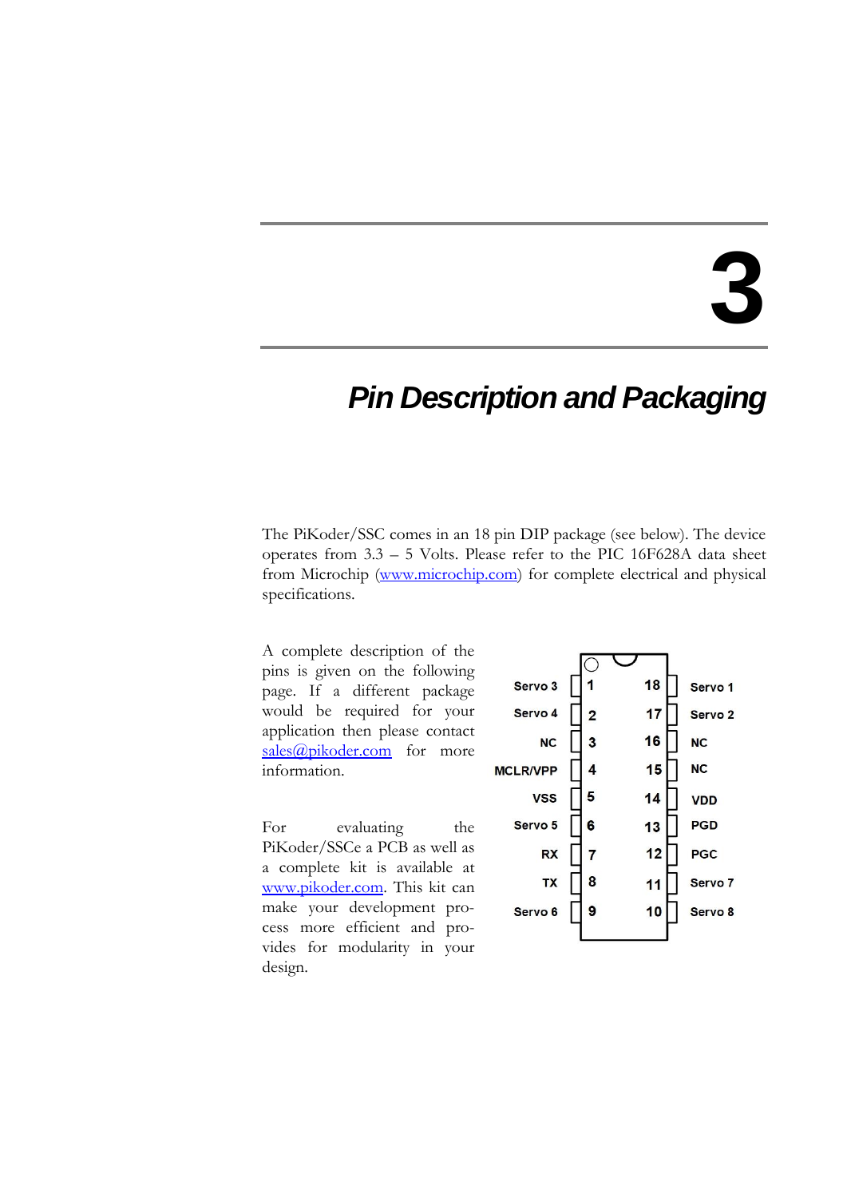# 3

# *Pin Description and Packaging*

The PiKoder/SSC comes in an 18 pin DIP package (see below). The device operates from 3.3 – 5 Volts. Please refer to the PIC 16F628A data sheet from Microchip (www.microchip.com) for complete electrical and physical specifications.

A complete description of the pins is given on the following page. If a different package would be required for your application then please contact sales@pikoder.com for more information.

For evaluating the PiKoder/SSCe a PCB as well as a complete kit is available at www.pikoder.com. This kit can make your development process more efficient and provides for modularity in your design.

| Function | Pin | Pin | Function |
|---|---|---|---|
| Servo 3 | 1 | 18 | Servo 1 |
| Servo 4 | 2 | 17 | Servo 2 |
| NC | 3 | 16 | NC |
| MCLR/VPP | 4 | 15 | NC |
| VSS | 5 | 14 | VDD |
| Servo 5 | 6 | 13 | PGD |
| RX | 7 | 12 | PGC |
| TX | 8 | 11 | Servo 7 |
| Servo 6 | 9 | 10 | Servo 8 |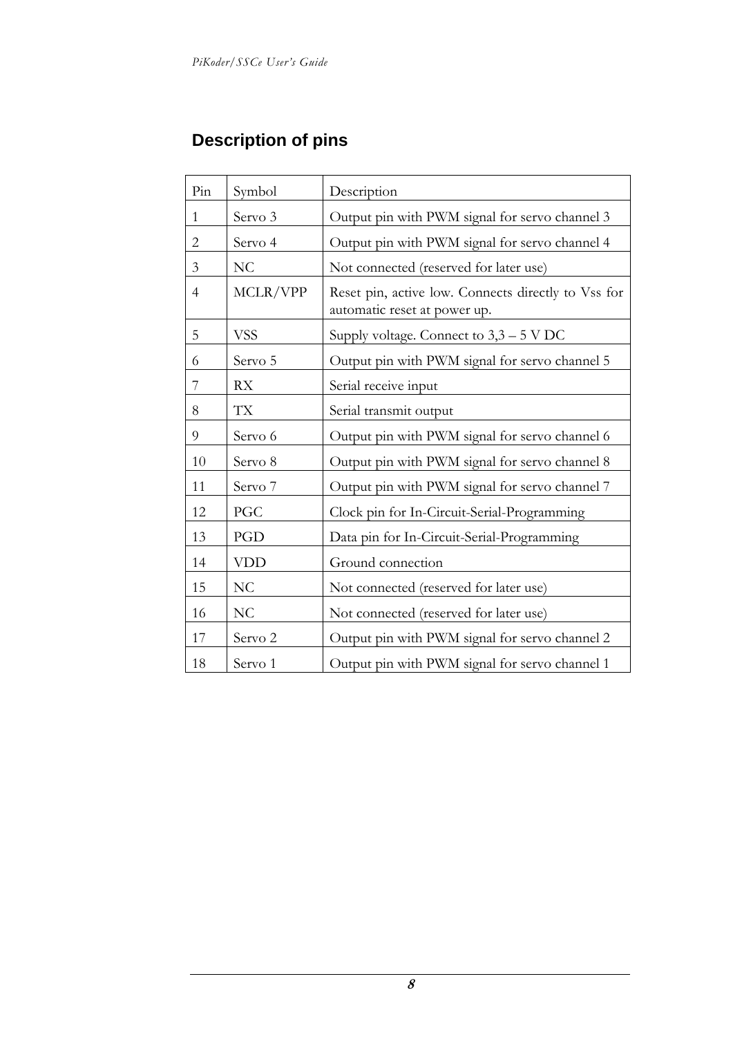## Description of pins

| Pin | Symbol | Description |
|---|---|---|
| 1 | Servo 3 | Output pin with PWM signal for servo channel 3 |
| 2 | Servo 4 | Output pin with PWM signal for servo channel 4 |
| 3 | NC | Not connected (reserved for later use) |
| 4 | MCLR/VPP | Reset pin, active low. Connects directly to Vss for automatic reset at power up. |
| 5 | VSS | Supply voltage. Connect to 3,3 – 5 V DC |
| 6 | Servo 5 | Output pin with PWM signal for servo channel 5 |
| 7 | RX | Serial receive input |
| 8 | TX | Serial transmit output |
| 9 | Servo 6 | Output pin with PWM signal for servo channel 6 |
| 10 | Servo 8 | Output pin with PWM signal for servo channel 8 |
| 11 | Servo 7 | Output pin with PWM signal for servo channel 7 |
| 12 | PGC | Clock pin for In-Circuit-Serial-Programming |
| 13 | PGD | Data pin for In-Circuit-Serial-Programming |
| 14 | VDD | Ground connection |
| 15 | NC | Not connected (reserved for later use) |
| 16 | NC | Not connected (reserved for later use) |
| 17 | Servo 2 | Output pin with PWM signal for servo channel 2 |
| 18 | Servo 1 | Output pin with PWM signal for servo channel 1 |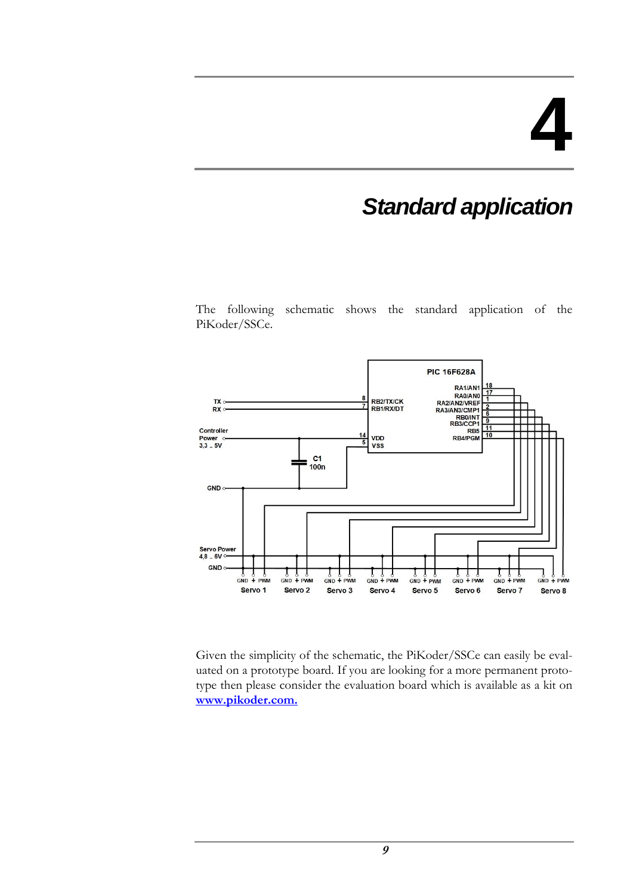# 4

## Standard application

The following schematic shows the standard application of the PiKoder/SSCe.

Given the simplicity of the schematic, the PiKoder/SSCe can easily be evaluated on a prototype board. If you are looking for a more permanent prototype then please consider the evaluation board which is available as a kit on **www.pikoder.com.**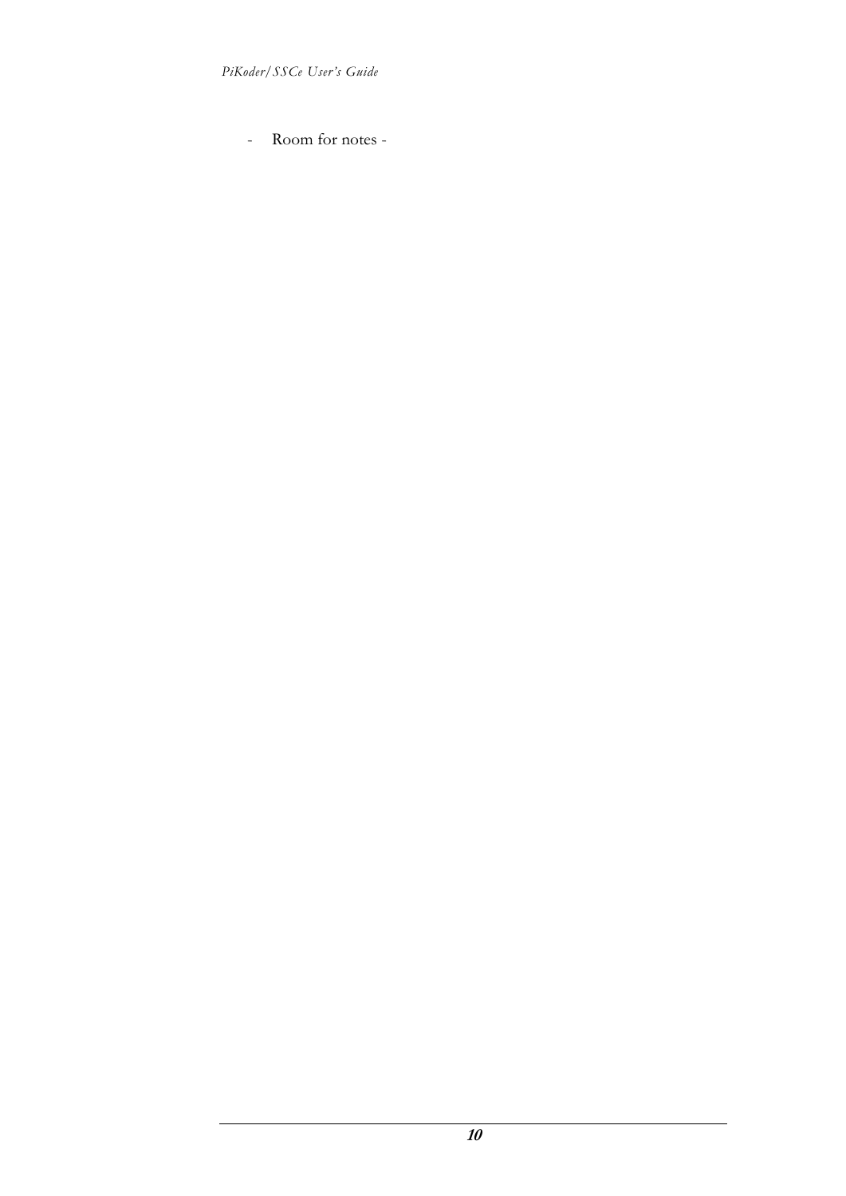- Room for notes -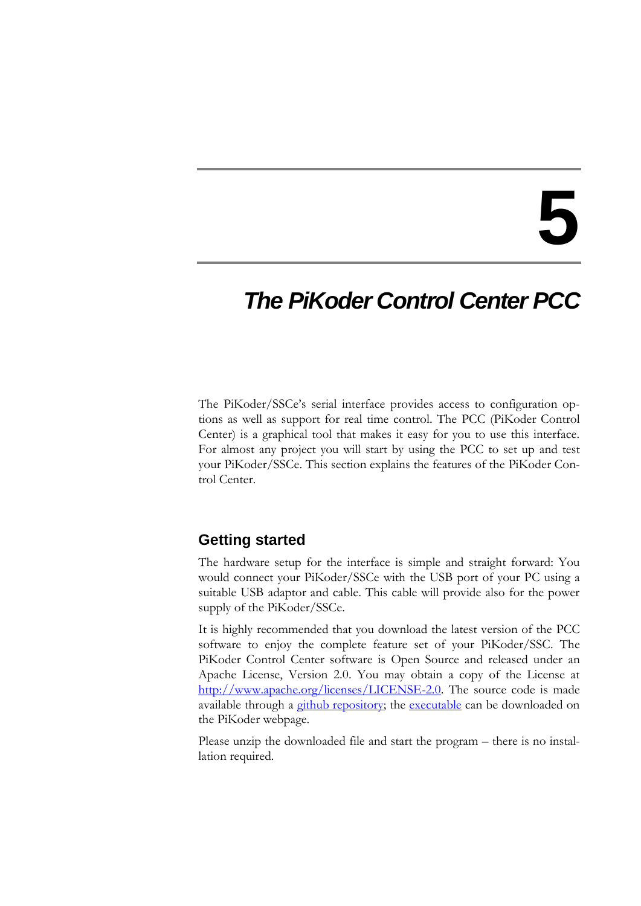# 5

# *The PiKoder Control Center PCC*

The PiKoder/SSCe's serial interface provides access to configuration options as well as support for real time control. The PCC (PiKoder Control Center) is a graphical tool that makes it easy for you to use this interface. For almost any project you will start by using the PCC to set up and test your PiKoder/SSCe. This section explains the features of the PiKoder Control Center.

## Getting started

The hardware setup for the interface is simple and straight forward: You would connect your PiKoder/SSCe with the USB port of your PC using a suitable USB adaptor and cable. This cable will provide also for the power supply of the PiKoder/SSCe.

It is highly recommended that you download the latest version of the PCC software to enjoy the complete feature set of your PiKoder/SSC. The PiKoder Control Center software is Open Source and released under an Apache License, Version 2.0. You may obtain a copy of the License at [http://www.apache.org/licenses/LICENSE-2.0](http://www.apache.org/licenses/LICENSE-2.0). The source code is made available through a github repository; the executable can be downloaded on the PiKoder webpage.

Please unzip the downloaded file and start the program – there is no installation required.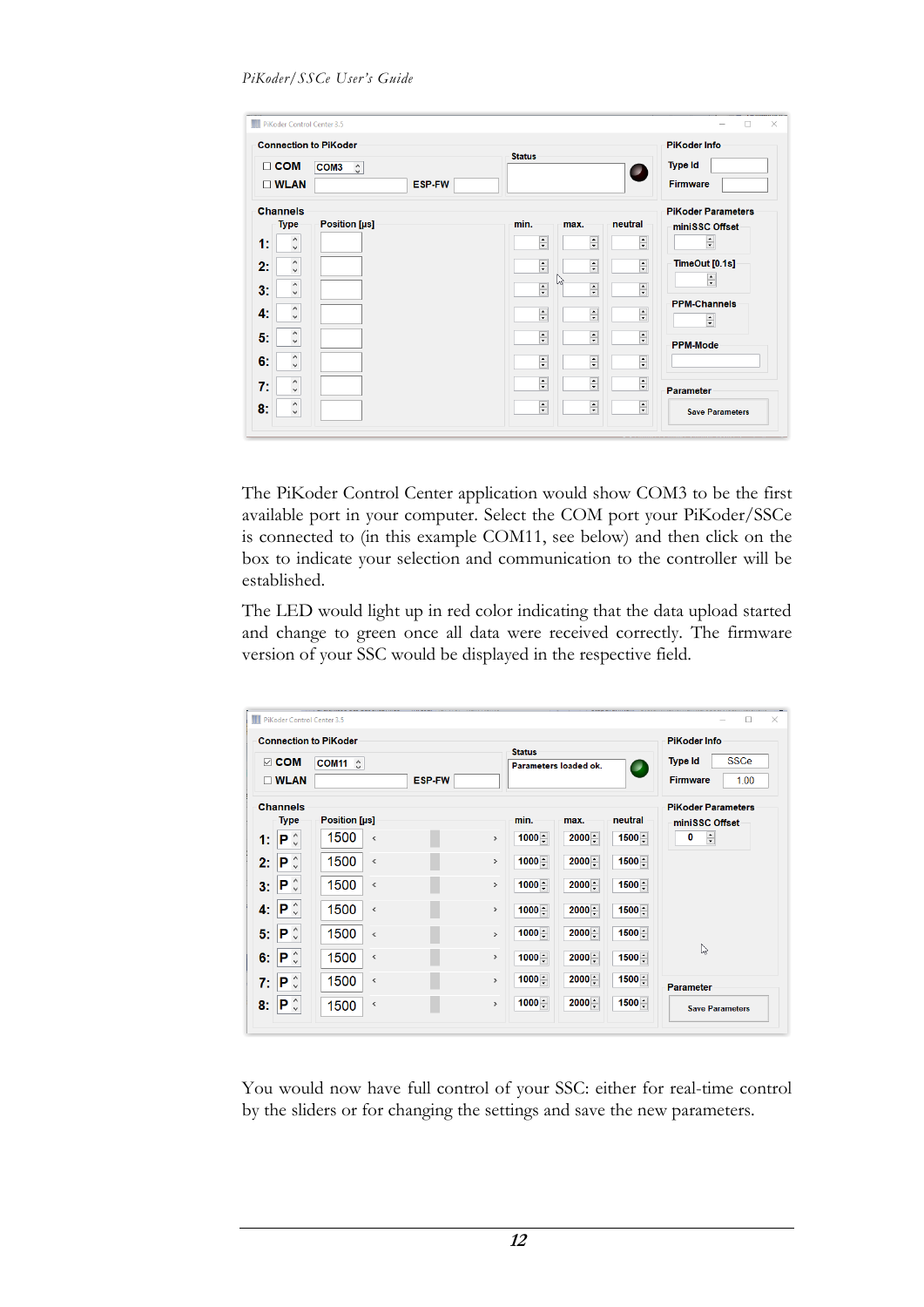The PiKoder Control Center application would show COM3 to be the first available port in your computer. Select the COM port your PiKoder/SSCe is connected to (in this example COM11, see below) and then click on the box to indicate your selection and communication to the controller will be established.

The LED would light up in red color indicating that the data upload started and change to green once all data were received correctly. The firmware version of your SSC would be displayed in the respective field.

You would now have full control of your SSC: either for real-time control by the sliders or for changing the settings and save the new parameters.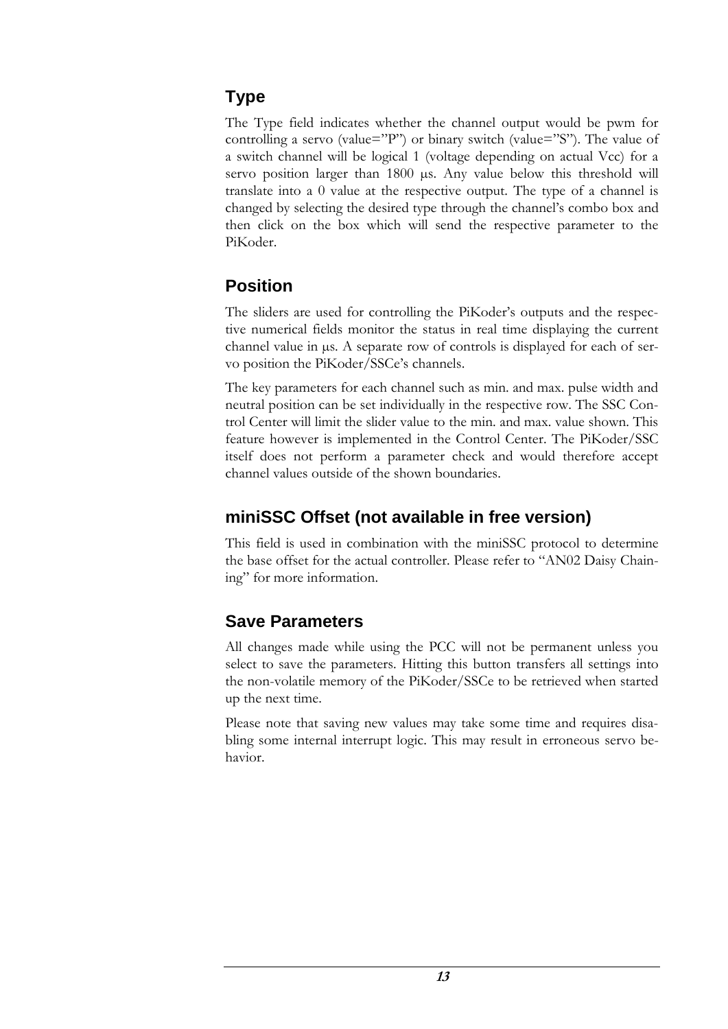## Type

The Type field indicates whether the channel output would be pwm for controlling a servo (value="P") or binary switch (value="S"). The value of a switch channel will be logical 1 (voltage depending on actual Vcc) for a servo position larger than 1800 µs. Any value below this threshold will translate into a 0 value at the respective output. The type of a channel is changed by selecting the desired type through the channel's combo box and then click on the box which will send the respective parameter to the PiKoder.

## Position

The sliders are used for controlling the PiKoder's outputs and the respective numerical fields monitor the status in real time displaying the current channel value in µs. A separate row of controls is displayed for each of servo position the PiKoder/SSCe's channels.

The key parameters for each channel such as min. and max. pulse width and neutral position can be set individually in the respective row. The SSC Control Center will limit the slider value to the min. and max. value shown. This feature however is implemented in the Control Center. The PiKoder/SSC itself does not perform a parameter check and would therefore accept channel values outside of the shown boundaries.

## miniSSC Offset (not available in free version)

This field is used in combination with the miniSSC protocol to determine the base offset for the actual controller. Please refer to "AN02 Daisy Chaining" for more information.

## Save Parameters

All changes made while using the PCC will not be permanent unless you select to save the parameters. Hitting this button transfers all settings into the non-volatile memory of the PiKoder/SSCe to be retrieved when started up the next time.

Please note that saving new values may take some time and requires disabling some internal interrupt logic. This may result in erroneous servo behavior.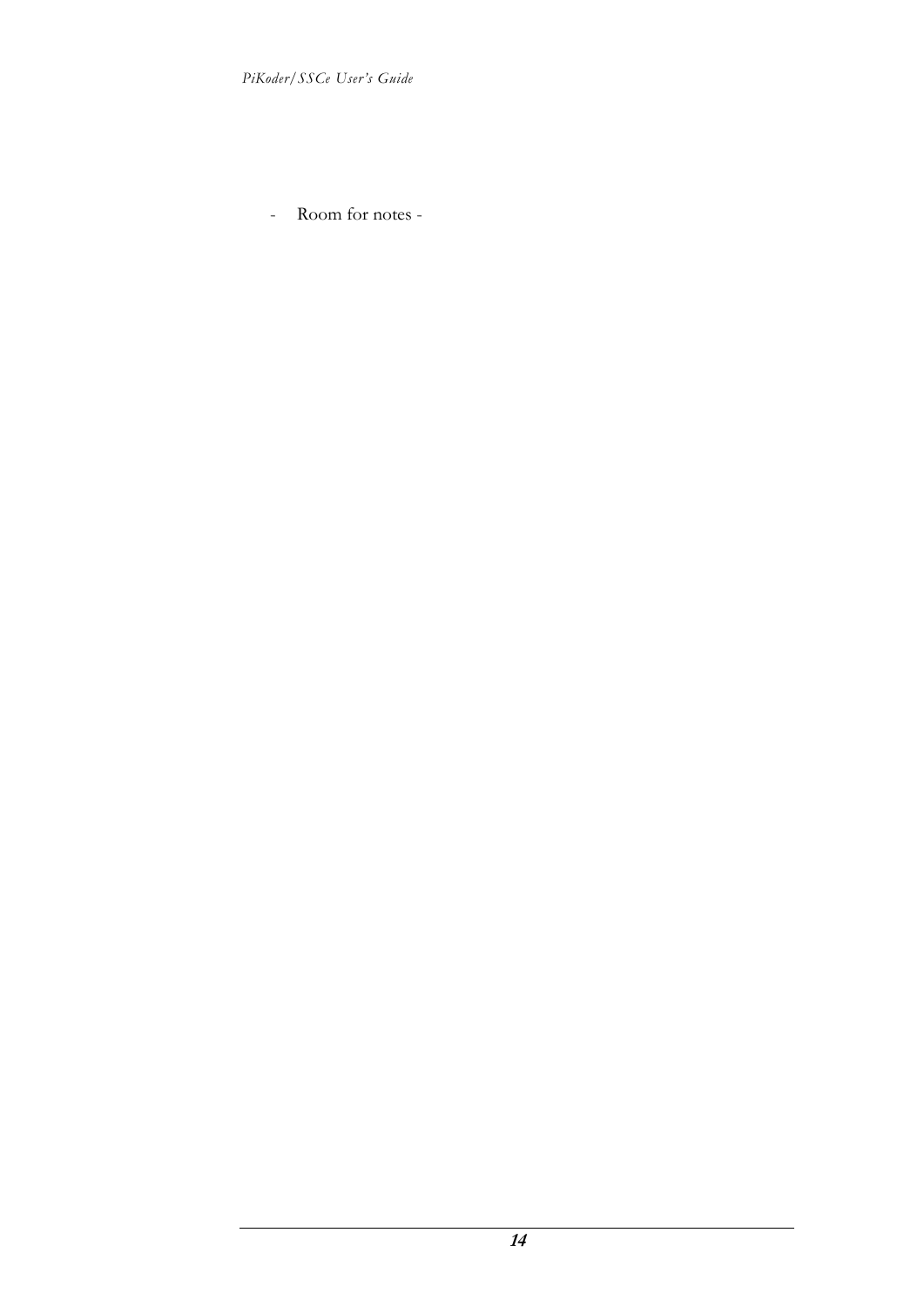- Room for notes -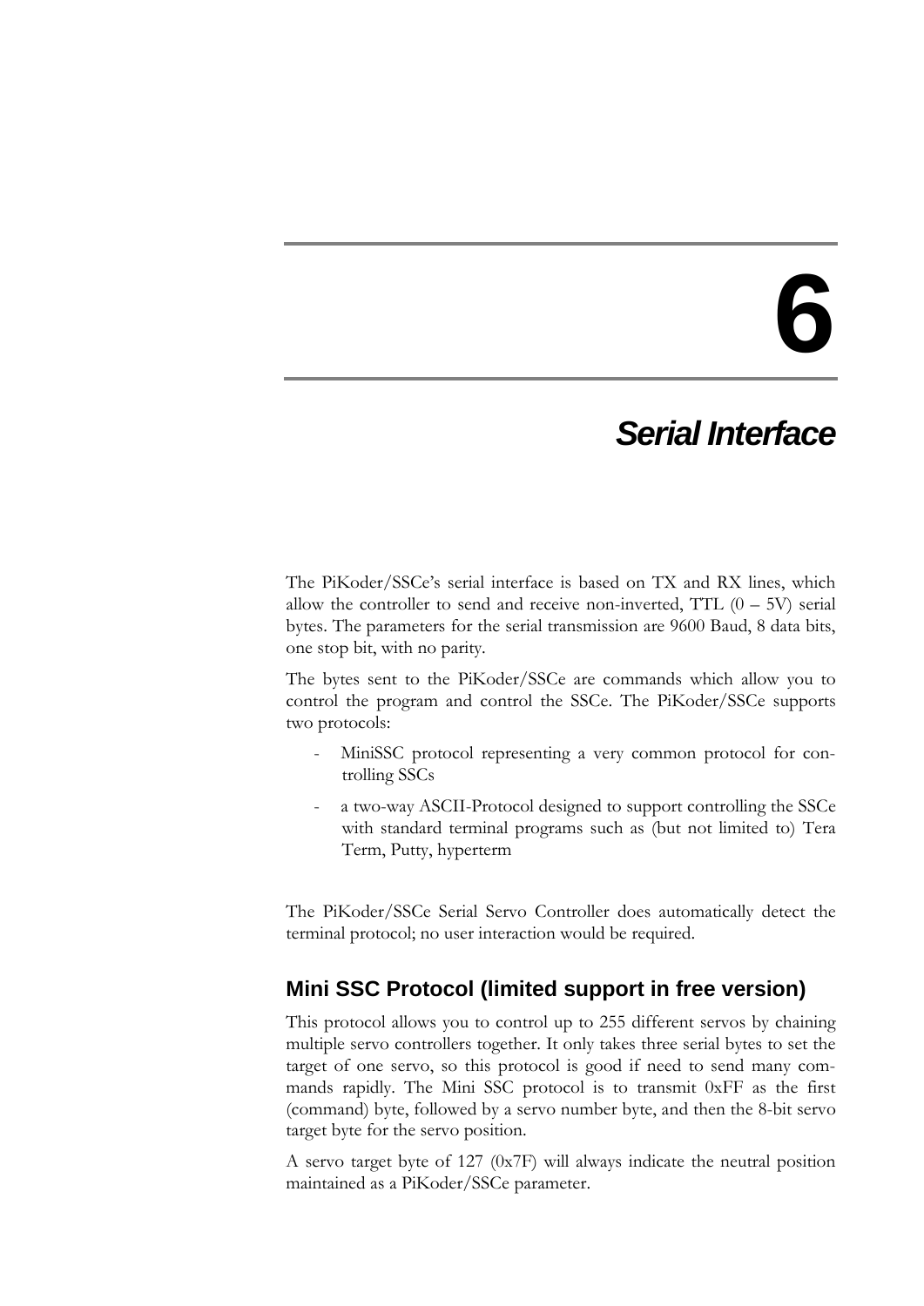# 6

# *Serial Interface*

The PiKoder/SSCe's serial interface is based on TX and RX lines, which allow the controller to send and receive non-inverted, TTL (0 – 5V) serial bytes. The parameters for the serial transmission are 9600 Baud, 8 data bits, one stop bit, with no parity.

The bytes sent to the PiKoder/SSCe are commands which allow you to control the program and control the SSCe. The PiKoder/SSCe supports two protocols:

- MiniSSC protocol representing a very common protocol for controlling SSCs
- a two-way ASCII-Protocol designed to support controlling the SSCe with standard terminal programs such as (but not limited to) Tera Term, Putty, hyperterm

The PiKoder/SSCe Serial Servo Controller does automatically detect the terminal protocol; no user interaction would be required.

## Mini SSC Protocol (limited support in free version)

This protocol allows you to control up to 255 different servos by chaining multiple servo controllers together. It only takes three serial bytes to set the target of one servo, so this protocol is good if need to send many commands rapidly. The Mini SSC protocol is to transmit 0xFF as the first (command) byte, followed by a servo number byte, and then the 8-bit servo target byte for the servo position.

A servo target byte of 127 (0x7F) will always indicate the neutral position maintained as a PiKoder/SSCe parameter.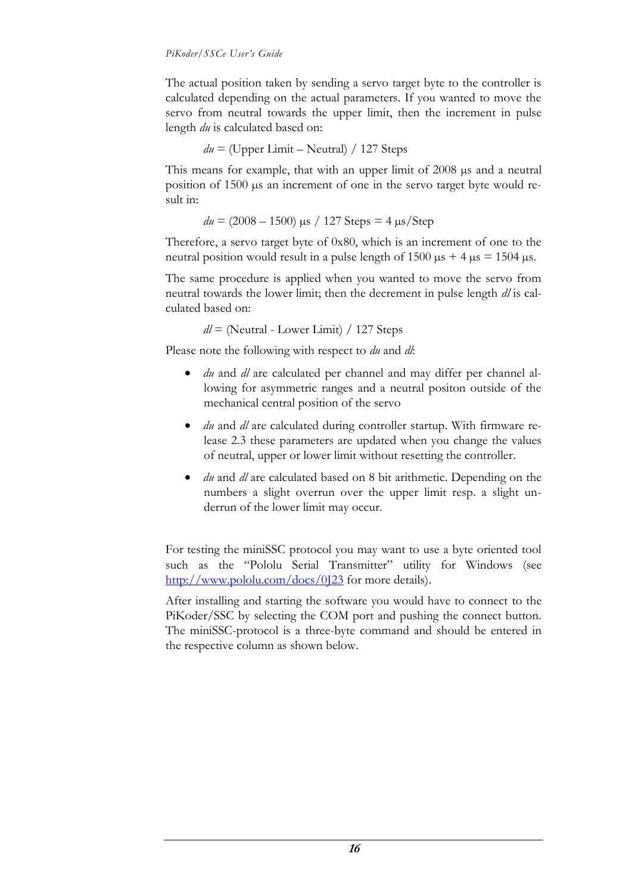The actual position taken by sending a servo target byte to the controller is calculated depending on the actual parameters. If you wanted to move the servo from neutral towards the upper limit, then the increment in pulse length *du* is calculated based on:

$$du = (\text{Upper Limit} - \text{Neutral}) \ / \ 127 \text{ Steps}$$

This means for example, that with an upper limit of 2008 µs and a neutral position of 1500 µs an increment of one in the servo target byte would result in:

$$du = (2008 - 1500) \ \mu s \ / \ 127 \text{ Steps} = 4 \ \mu s/\text{Step}$$

Therefore, a servo target byte of 0x80, which is an increment of one to the neutral position would result in a pulse length of 1500 µs + 4 µs = 1504 µs.

The same procedure is applied when you wanted to move the servo from neutral towards the lower limit; then the decrement in pulse length *dl* is calculated based on:

$$dl = (\text{Neutral} - \text{Lower Limit}) \ / \ 127 \text{ Steps}$$

Please note the following with respect to *du* and *dl*:

- *du* and *dl* are calculated per channel and may differ per channel allowing for asymmetric ranges and a neutral positon outside of the mechanical central position of the servo
- *du* and *dl* are calculated during controller startup. With firmware release 2.3 these parameters are updated when you change the values of neutral, upper or lower limit without resetting the controller.
- *du* and *dl* are calculated based on 8 bit arithmetic. Depending on the numbers a slight overrun over the upper limit resp. a slight underrun of the lower limit may occur.

For testing the miniSSC protocol you may want to use a byte oriented tool such as the "Pololu Serial Transmitter" utility for Windows (see http://www.pololu.com/docs/0J23 for more details).

After installing and starting the software you would have to connect to the PiKoder/SSC by selecting the COM port and pushing the connect button. The miniSSC-protocol is a three-byte command and should be entered in the respective column as shown below.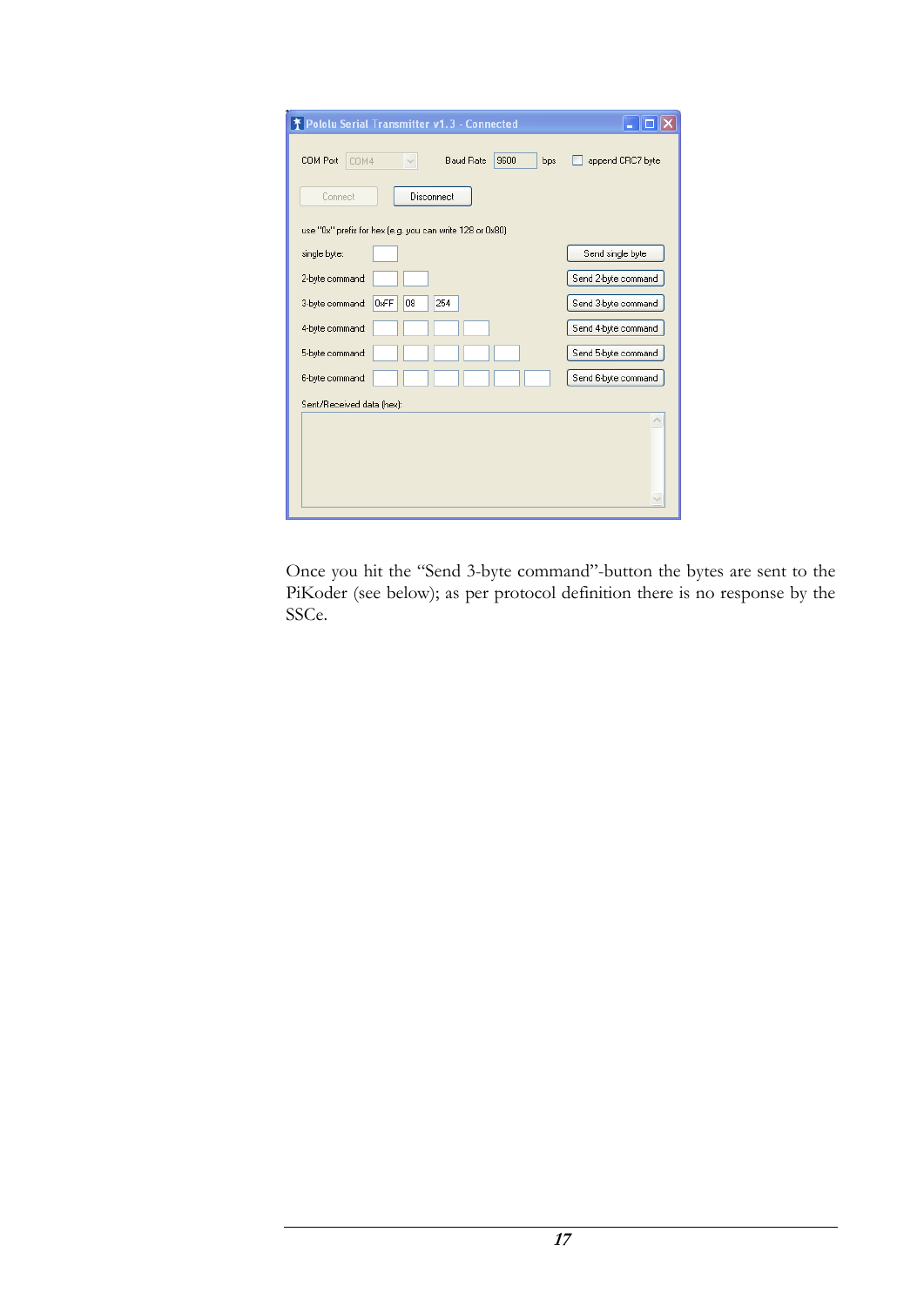Once you hit the "Send 3-byte command"-button the bytes are sent to the PiKoder (see below); as per protocol definition there is no response by the SSCe.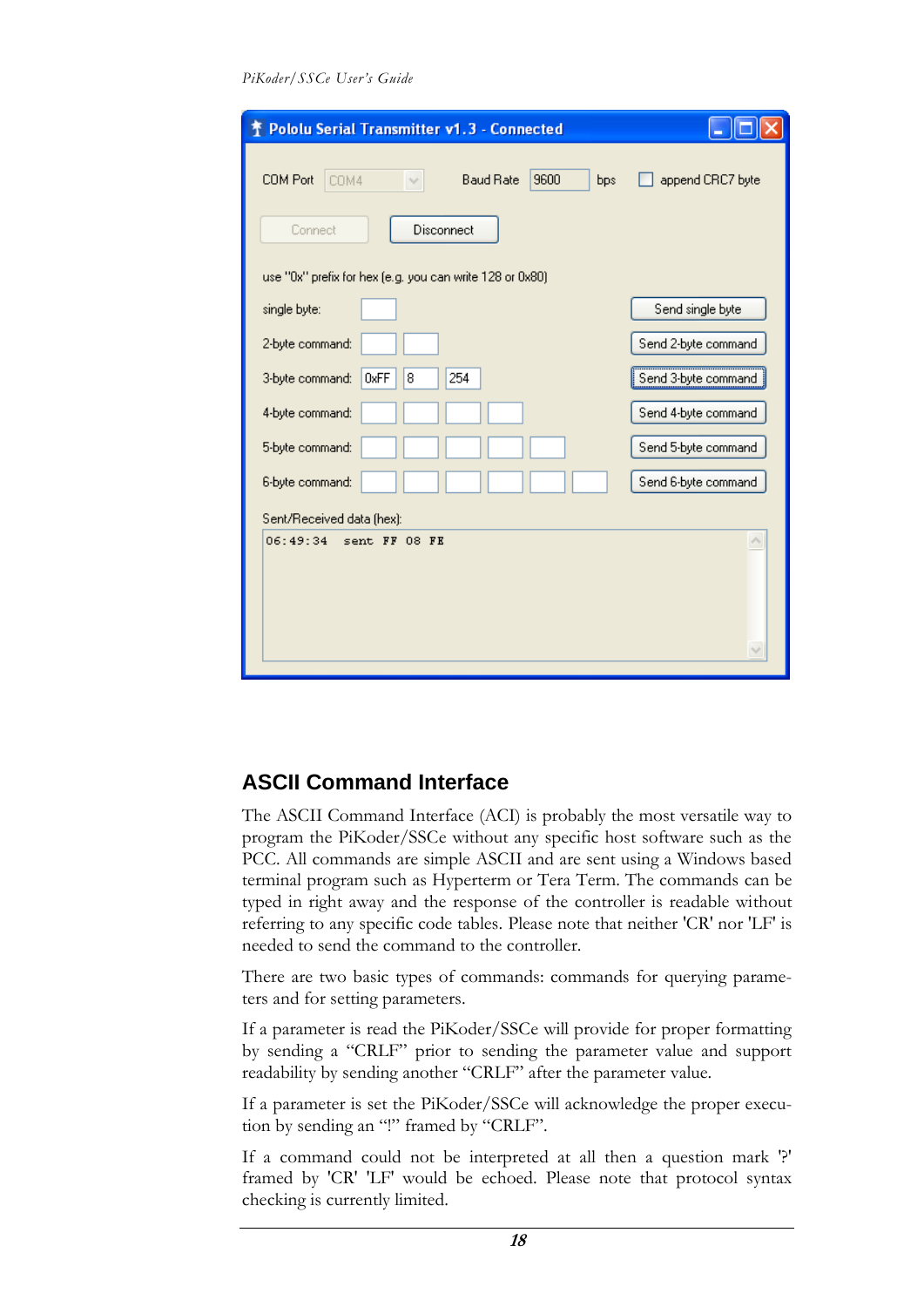## ASCII Command Interface

The ASCII Command Interface (ACI) is probably the most versatile way to program the PiKoder/SSCe without any specific host software such as the PCC. All commands are simple ASCII and are sent using a Windows based terminal program such as Hyperterm or Tera Term. The commands can be typed in right away and the response of the controller is readable without referring to any specific code tables. Please note that neither 'CR' nor 'LF' is needed to send the command to the controller.

There are two basic types of commands: commands for querying parameters and for setting parameters.

If a parameter is read the PiKoder/SSCe will provide for proper formatting by sending a “CRLF” prior to sending the parameter value and support readability by sending another “CRLF” after the parameter value.

If a parameter is set the PiKoder/SSCe will acknowledge the proper execution by sending an “!” framed by “CRLF”.

If a command could not be interpreted at all then a question mark '?' framed by 'CR' 'LF' would be echoed. Please note that protocol syntax checking is currently limited.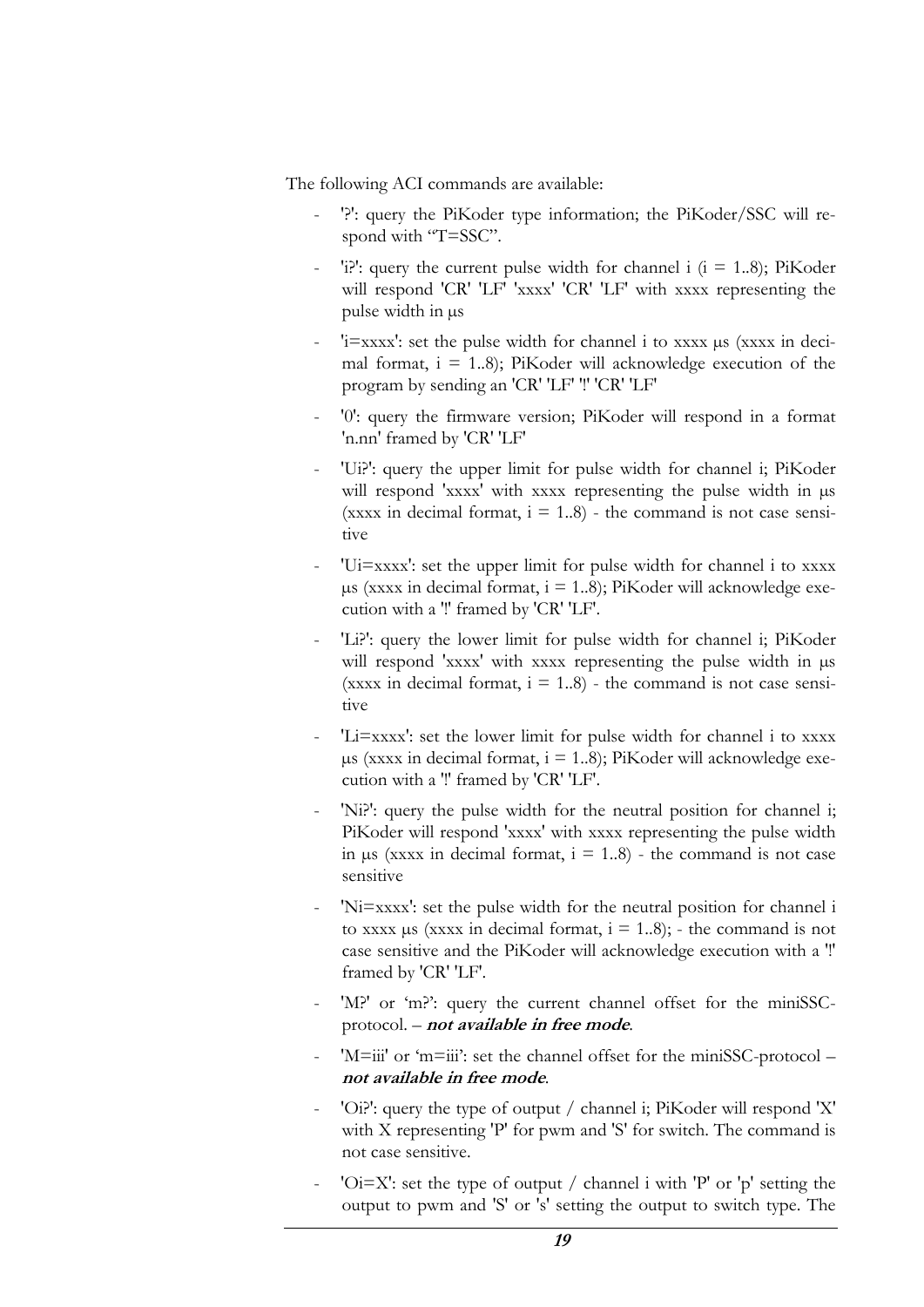The following ACI commands are available:

- '?': query the PiKoder type information; the PiKoder/SSC will respond with "T=SSC".
- 'i?': query the current pulse width for channel i (i = 1..8); PiKoder will respond 'CR' 'LF' 'xxxx' 'CR' 'LF' with xxxx representing the pulse width in µs
- 'i=xxxx': set the pulse width for channel i to xxxx µs (xxxx in decimal format, i = 1..8); PiKoder will acknowledge execution of the program by sending an 'CR' 'LF' '!' 'CR' 'LF'
- '0': query the firmware version; PiKoder will respond in a format 'n.nn' framed by 'CR' 'LF'
- 'Ui?': query the upper limit for pulse width for channel i; PiKoder will respond 'xxxx' with xxxx representing the pulse width in µs (xxxx in decimal format, i = 1..8) - the command is not case sensitive
- 'Ui=xxxx': set the upper limit for pulse width for channel i to xxxx µs (xxxx in decimal format, i = 1..8); PiKoder will acknowledge execution with a '!' framed by 'CR' 'LF'.
- 'Li?': query the lower limit for pulse width for channel i; PiKoder will respond 'xxxx' with xxxx representing the pulse width in µs (xxxx in decimal format, i = 1..8) - the command is not case sensitive
- 'Li=xxxx': set the lower limit for pulse width for channel i to xxxx µs (xxxx in decimal format, i = 1..8); PiKoder will acknowledge execution with a '!' framed by 'CR' 'LF'.
- 'Ni?': query the pulse width for the neutral position for channel i; PiKoder will respond 'xxxx' with xxxx representing the pulse width in µs (xxxx in decimal format, i = 1..8) - the command is not case sensitive
- 'Ni=xxxx': set the pulse width for the neutral position for channel i to xxxx µs (xxxx in decimal format, i = 1..8); - the command is not case sensitive and the PiKoder will acknowledge execution with a '!' framed by 'CR' 'LF'.
- 'M?' or 'm?': query the current channel offset for the miniSSC-protocol. – ***not available in free mode***.
- 'M=iii' or 'm=iii': set the channel offset for the miniSSC-protocol – ***not available in free mode***.
- 'Oi?': query the type of output / channel i; PiKoder will respond 'X' with X representing 'P' for pwm and 'S' for switch. The command is not case sensitive.
- 'Oi=X': set the type of output / channel i with 'P' or 'p' setting the output to pwm and 'S' or 's' setting the output to switch type. The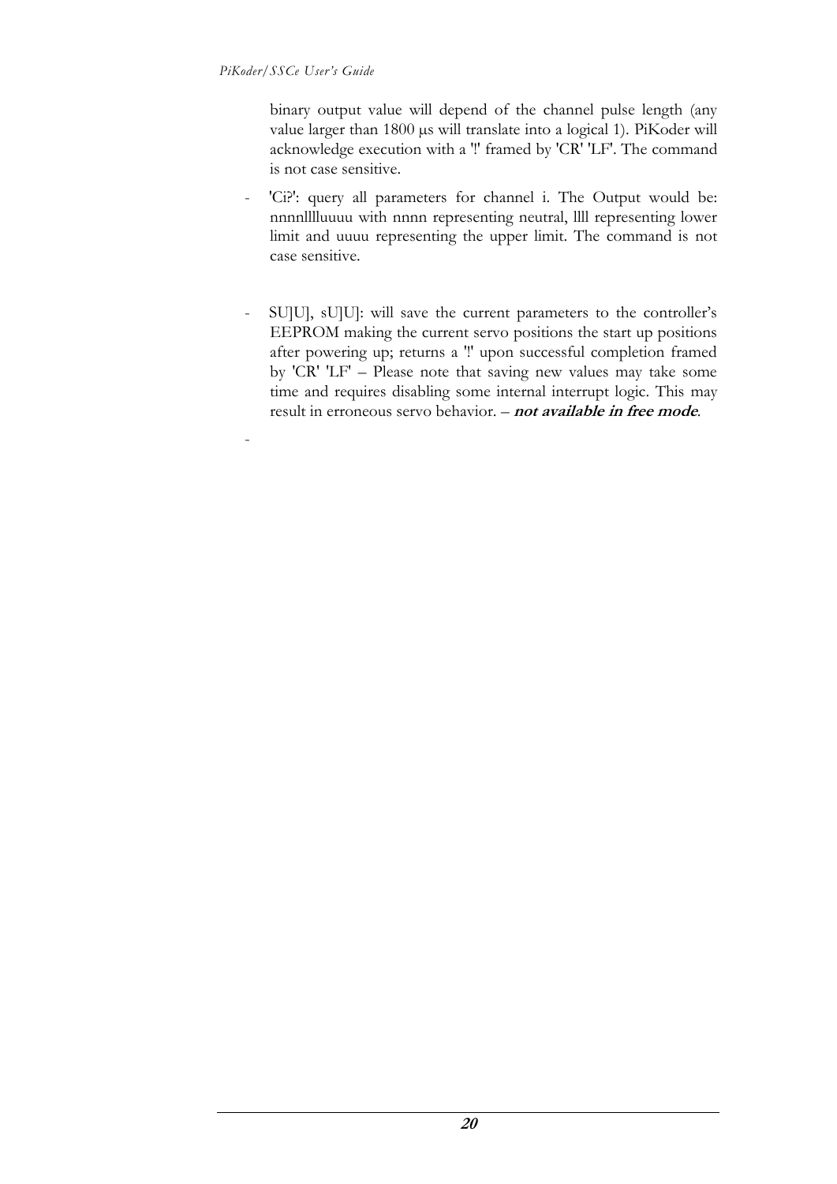binary output value will depend of the channel pulse length (any value larger than 1800 μs will translate into a logical 1). PiKoder will acknowledge execution with a '!' framed by 'CR' 'LF'. The command is not case sensitive.

- 'Ci?': query all parameters for channel i. The Output would be: nnnnllllluuuu with nnnn representing neutral, llll representing lower limit and uuuu representing the upper limit. The command is not case sensitive.

- SU]U], sU]U]: will save the current parameters to the controller's EEPROM making the current servo positions the start up positions after powering up; returns a '!' upon successful completion framed by 'CR' 'LF' – Please note that saving new values may take some time and requires disabling some internal interrupt logic. This may result in erroneous servo behavior. – ***not available in free mode***.

-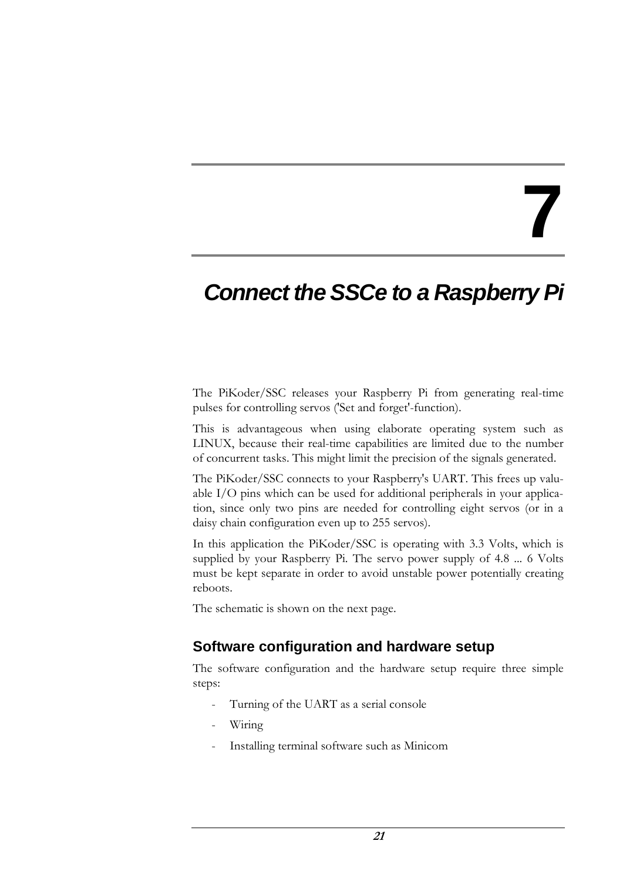# 7

# Connect the SSCe to a Raspberry Pi

The PiKoder/SSC releases your Raspberry Pi from generating real-time pulses for controlling servos ('Set and forget'-function).

This is advantageous when using elaborate operating system such as LINUX, because their real-time capabilities are limited due to the number of concurrent tasks. This might limit the precision of the signals generated.

The PiKoder/SSC connects to your Raspberry's UART. This frees up valuable I/O pins which can be used for additional peripherals in your application, since only two pins are needed for controlling eight servos (or in a daisy chain configuration even up to 255 servos).

In this application the PiKoder/SSC is operating with 3.3 Volts, which is supplied by your Raspberry Pi. The servo power supply of 4.8 ... 6 Volts must be kept separate in order to avoid unstable power potentially creating reboots.

The schematic is shown on the next page.

## Software configuration and hardware setup

The software configuration and the hardware setup require three simple steps:

- Turning of the UART as a serial console
- Wiring
- Installing terminal software such as Minicom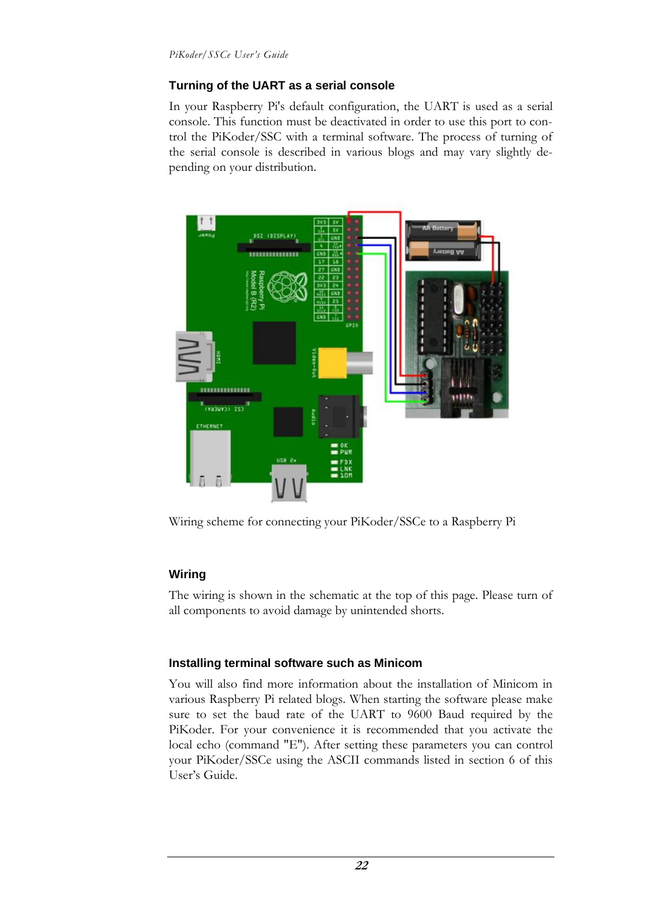### Turning of the UART as a serial console

In your Raspberry Pi's default configuration, the UART is used as a serial console. This function must be deactivated in order to use this port to control the PiKoder/SSC with a terminal software. The process of turning of the serial console is described in various blogs and may vary slightly depending on your distribution.

Wiring scheme for connecting your PiKoder/SSCe to a Raspberry Pi

### Wiring

The wiring is shown in the schematic at the top of this page. Please turn of all components to avoid damage by unintended shorts.

### Installing terminal software such as Minicom

You will also find more information about the installation of Minicom in various Raspberry Pi related blogs. When starting the software please make sure to set the baud rate of the UART to 9600 Baud required by the PiKoder. For your convenience it is recommended that you activate the local echo (command "E"). After setting these parameters you can control your PiKoder/SSCe using the ASCII commands listed in section 6 of this User's Guide.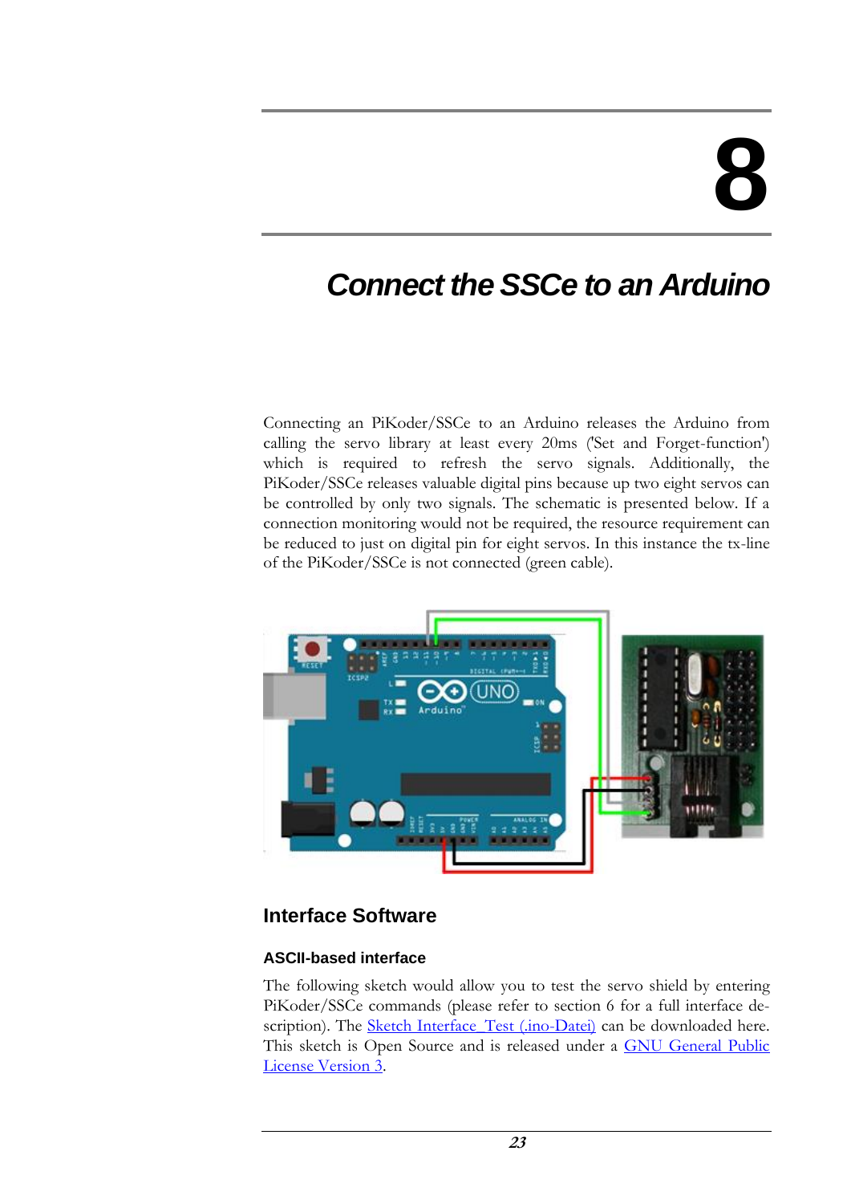# 8

# Connect the SSCe to an Arduino

Connecting an PiKoder/SSCe to an Arduino releases the Arduino from calling the servo library at least every 20ms ('Set and Forget-function') which is required to refresh the servo signals. Additionally, the PiKoder/SSCe releases valuable digital pins because up two eight servos can be controlled by only two signals. The schematic is presented below. If a connection monitoring would not be required, the resource requirement can be reduced to just on digital pin for eight servos. In this instance the tx-line of the PiKoder/SSCe is not connected (green cable).

## Interface Software

### ASCII-based interface

The following sketch would allow you to test the servo shield by entering PiKoder/SSCe commands (please refer to section 6 for a full interface description). The Sketch Interface_Test (.ino-Datei) can be downloaded here. This sketch is Open Source and is released under a GNU General Public License Version 3.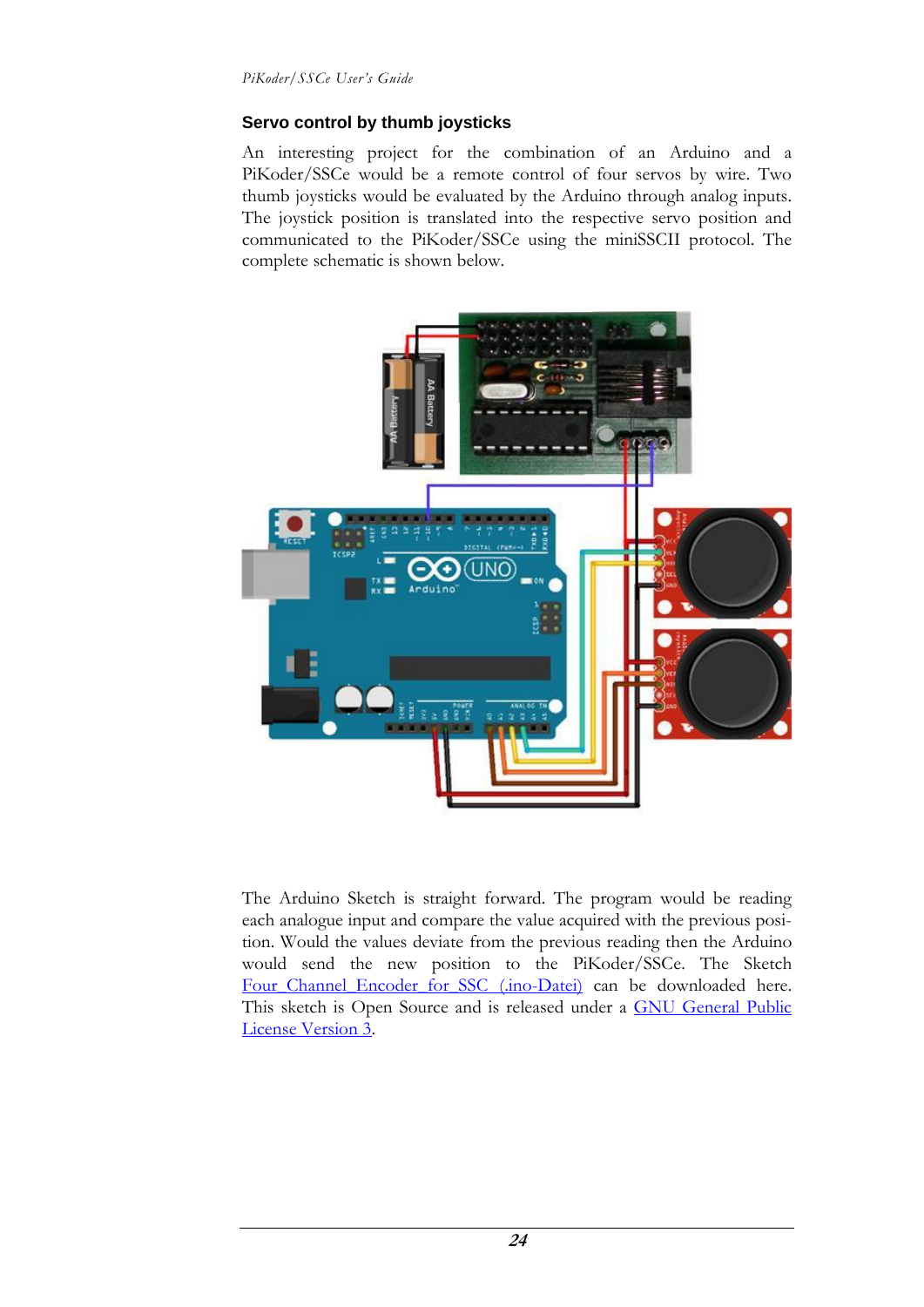### Servo control by thumb joysticks

An interesting project for the combination of an Arduino and a PiKoder/SSCe would be a remote control of four servos by wire. Two thumb joysticks would be evaluated by the Arduino through analog inputs. The joystick position is translated into the respective servo position and communicated to the PiKoder/SSCe using the miniSSCII protocol. The complete schematic is shown below.

The Arduino Sketch is straight forward. The program would be reading each analogue input and compare the value acquired with the previous position. Would the values deviate from the previous reading then the Arduino would send the new position to the PiKoder/SSCe. The Sketch Four_Channel_Encoder_for_SSC (.ino-Datei) can be downloaded here. This sketch is Open Source and is released under a GNU General Public License Version 3.